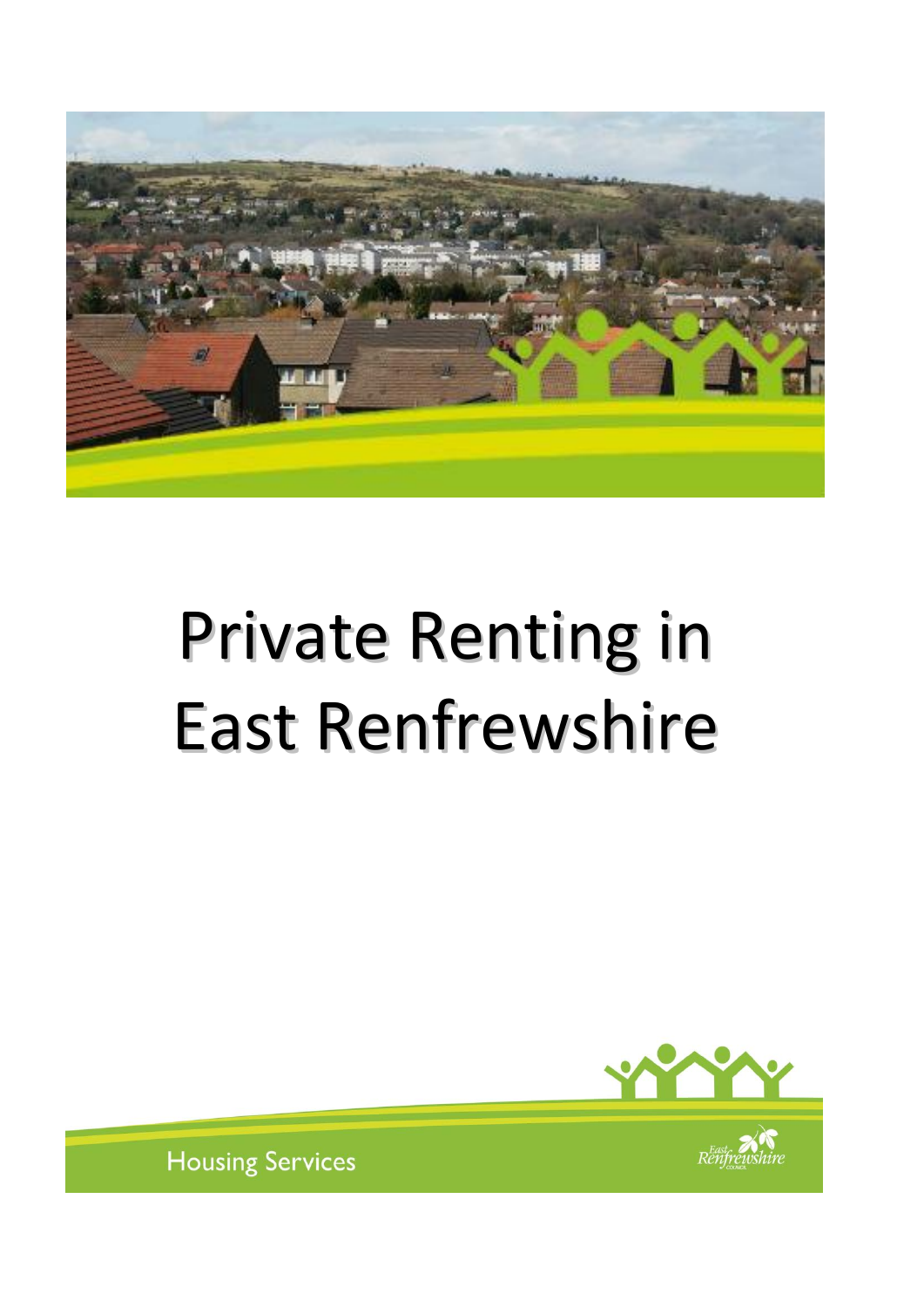# Private Renting in East Renfrewshire

Housing Services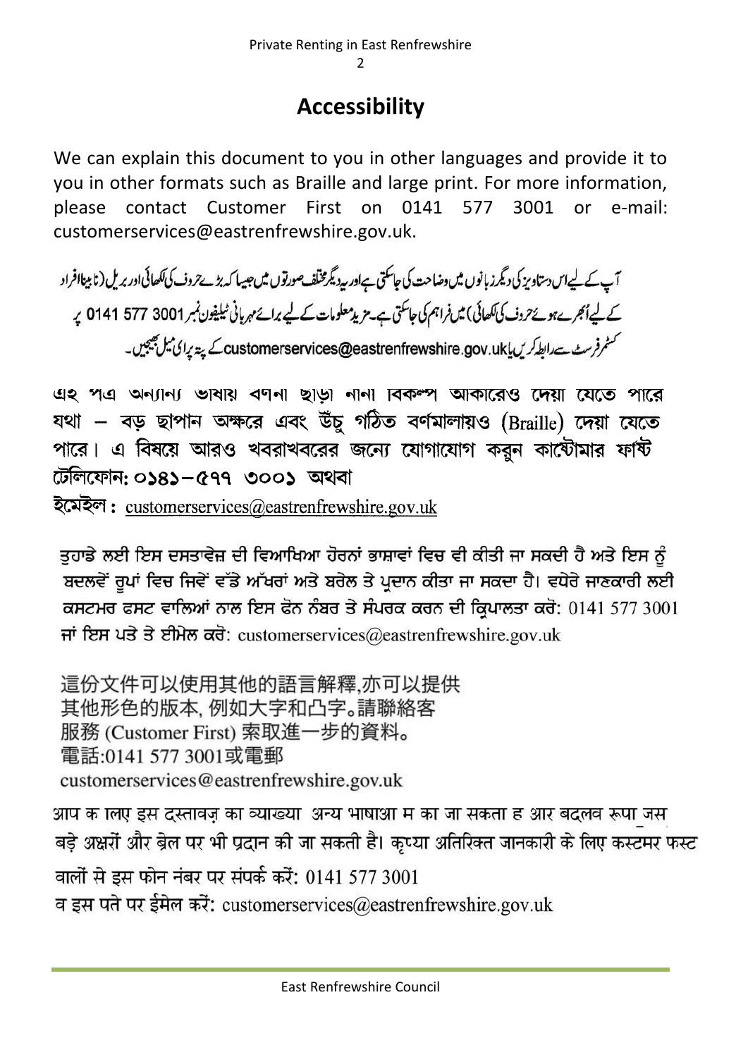# Accessibility

We can explain this document to you in other languages and provide it to you in other formats such as Braille and large print. For more information, please contact Customer First on 0141 577 3001 or e-mail: customerservices@eastrenfrewshire.gov.uk.

آپ کے لیےاس دستاویز کی دیگر زبانوں میں وضاحت کی جاسکتی ہے اور یہ دیگر مختلف صورتوں میں جیسا کہ بڑے حروف کی لکھائی اور بریل (نابینا افراد کے لیے اُبھرے ہوئے حروف کی لکھائی) میں فراہم کی جاسکتی ہے۔ مزید معلومات کے لیے برائے مہربانی ٹیلیفون نمبر 0141 577 3001 پر کسٹمر فرسٹ سے رابطہ کریں یا customerservices@eastrenfrewshire.gov.uk کے پتہ پر ای میل بھیجیں۔

এই পত্র অন্যান্য ভাষায় বর্ণনা ছাড়া নানা বিকল্প আকারেও দেয়া যেতে পারে যথা – বড় ছাপান অক্ষরে এবং উঁচু গঠিত বর্ণমালায়ও (Braille) দেয়া যেতে পারে। এ বিষয়ে আরও খবরাখবরের জন্যে যোগাযোগ করুন কাষ্টোমার ফার্ষ্ট টেলিফোন: ০১৪১–৫৭৭ ৩০০১ অথবা

ইমেইল : customerservices@eastrenfrewshire.gov.uk

ਤੁਹਾਡੇ ਲਈ ਇਸ ਦਸਤਾਵੇਜ਼ ਦੀ ਵਿਆਖਿਆ ਹੋਰਨਾਂ ਭਾਸ਼ਾਵਾਂ ਵਿਚ ਵੀ ਕੀਤੀ ਜਾ ਸਕਦੀ ਹੈ ਅਤੇ ਇਸ ਨੂੰ ਬਦਲਵੇਂ ਰੂਪਾਂ ਵਿਚ ਜਿਵੇਂ ਵੱਡੇ ਅੱਖਰਾਂ ਅਤੇ ਬਰੇਲ ਤੇ ਪ੍ਰਦਾਨ ਕੀਤਾ ਜਾ ਸਕਦਾ ਹੈ। ਵਧੇਰੇ ਜਾਣਕਾਰੀ ਲਈ ਕਸਟਮਰ ਫਸਟ ਵਾਲਿਆਂ ਨਾਲ ਇਸ ਫੋਨ ਨੰਬਰ ਤੇ ਸੰਪਰਕ ਕਰਨ ਦੀ ਕ੍ਰਿਪਾਲਤਾ ਕਰੋ: 0141 577 3001 ਜਾਂ ਇਸ ਪਤੇ ਤੇ ਈਮੇਲ ਕਰੋ: customerservices@eastrenfrewshire.gov.uk

這份文件可以使用其他的語言解釋,亦可以提供其他形色的版本, 例如大字和凸字。請聯絡客服務 (Customer First) 索取進一步的資料。
電話:0141 577 3001或電郵
customerservices@eastrenfrewshire.gov.uk

आप के लिए इस दस्तावज़ का व्याख्या अन्य भाषाओ म का जा सकता ह आर बदलव रूपा जस बड़े अक्षरों और ब्रेल पर भी प्रदान की जा सकती है। कृप्या अतिरिक्त जानकारी के लिए कस्टमर फस्ट वालों से इस फोन नंबर पर संपर्क करें: 0141 577 3001
व इस पते पर ईमेल करें: customerservices@eastrenfrewshire.gov.uk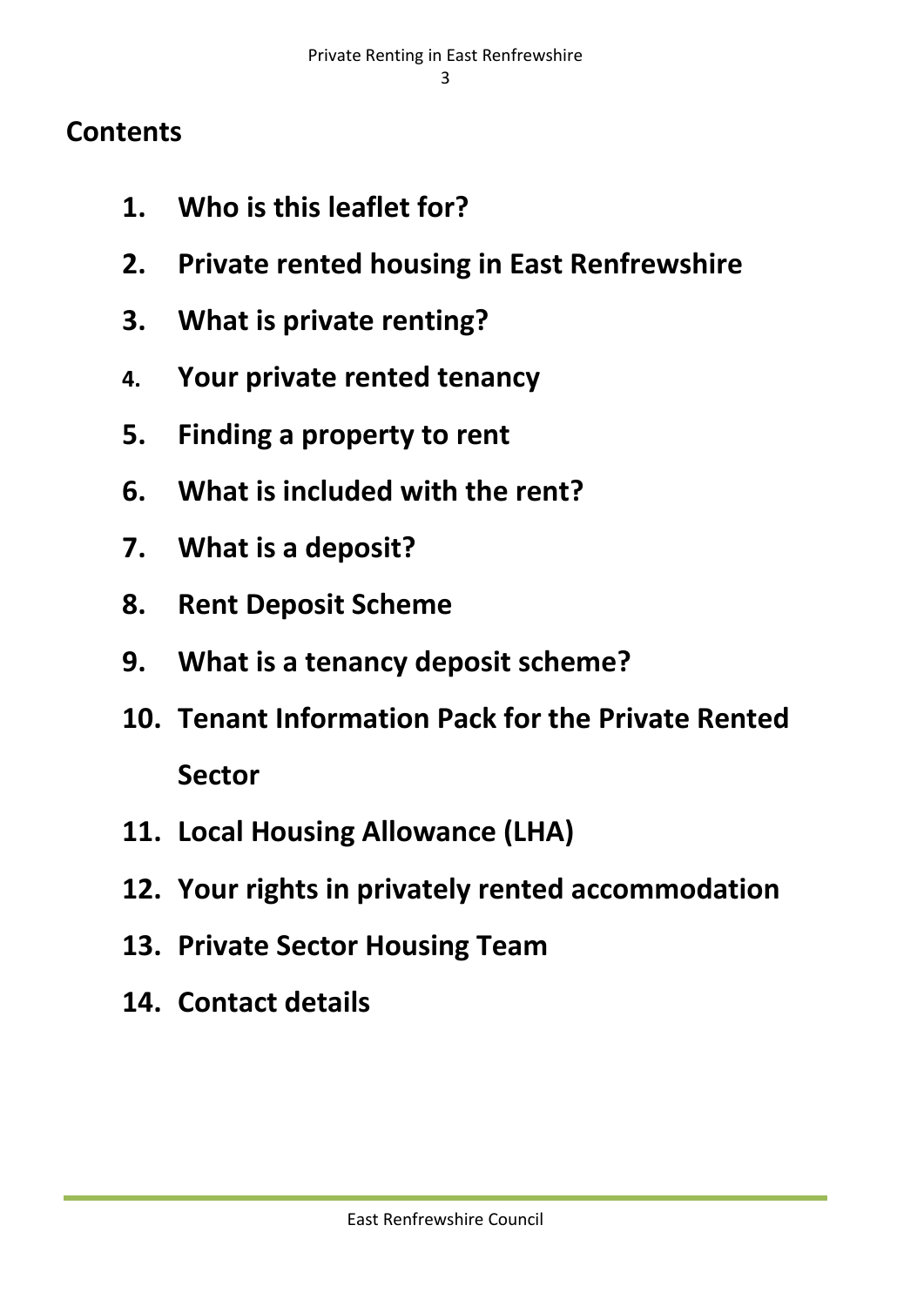## Contents

1. **Who is this leaflet for?**
2. **Private rented housing in East Renfrewshire**
3. **What is private renting?**
4. **Your private rented tenancy**
5. **Finding a property to rent**
6. **What is included with the rent?**
7. **What is a deposit?**
8. **Rent Deposit Scheme**
9. **What is a tenancy deposit scheme?**
10. **Tenant Information Pack for the Private Rented Sector**
11. **Local Housing Allowance (LHA)**
12. **Your rights in privately rented accommodation**
13. **Private Sector Housing Team**
14. **Contact details**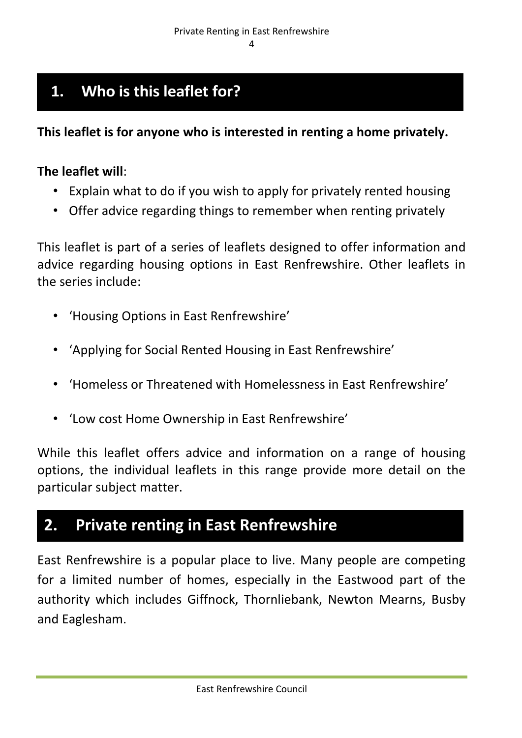## 1. Who is this leaflet for?

**This leaflet is for anyone who is interested in renting a home privately.**

**The leaflet will**:

- Explain what to do if you wish to apply for privately rented housing
- Offer advice regarding things to remember when renting privately

This leaflet is part of a series of leaflets designed to offer information and advice regarding housing options in East Renfrewshire. Other leaflets in the series include:

- 'Housing Options in East Renfrewshire'
- 'Applying for Social Rented Housing in East Renfrewshire'
- 'Homeless or Threatened with Homelessness in East Renfrewshire'
- 'Low cost Home Ownership in East Renfrewshire'

While this leaflet offers advice and information on a range of housing options, the individual leaflets in this range provide more detail on the particular subject matter.

## 2. Private renting in East Renfrewshire

East Renfrewshire is a popular place to live. Many people are competing for a limited number of homes, especially in the Eastwood part of the authority which includes Giffnock, Thornliebank, Newton Mearns, Busby and Eaglesham.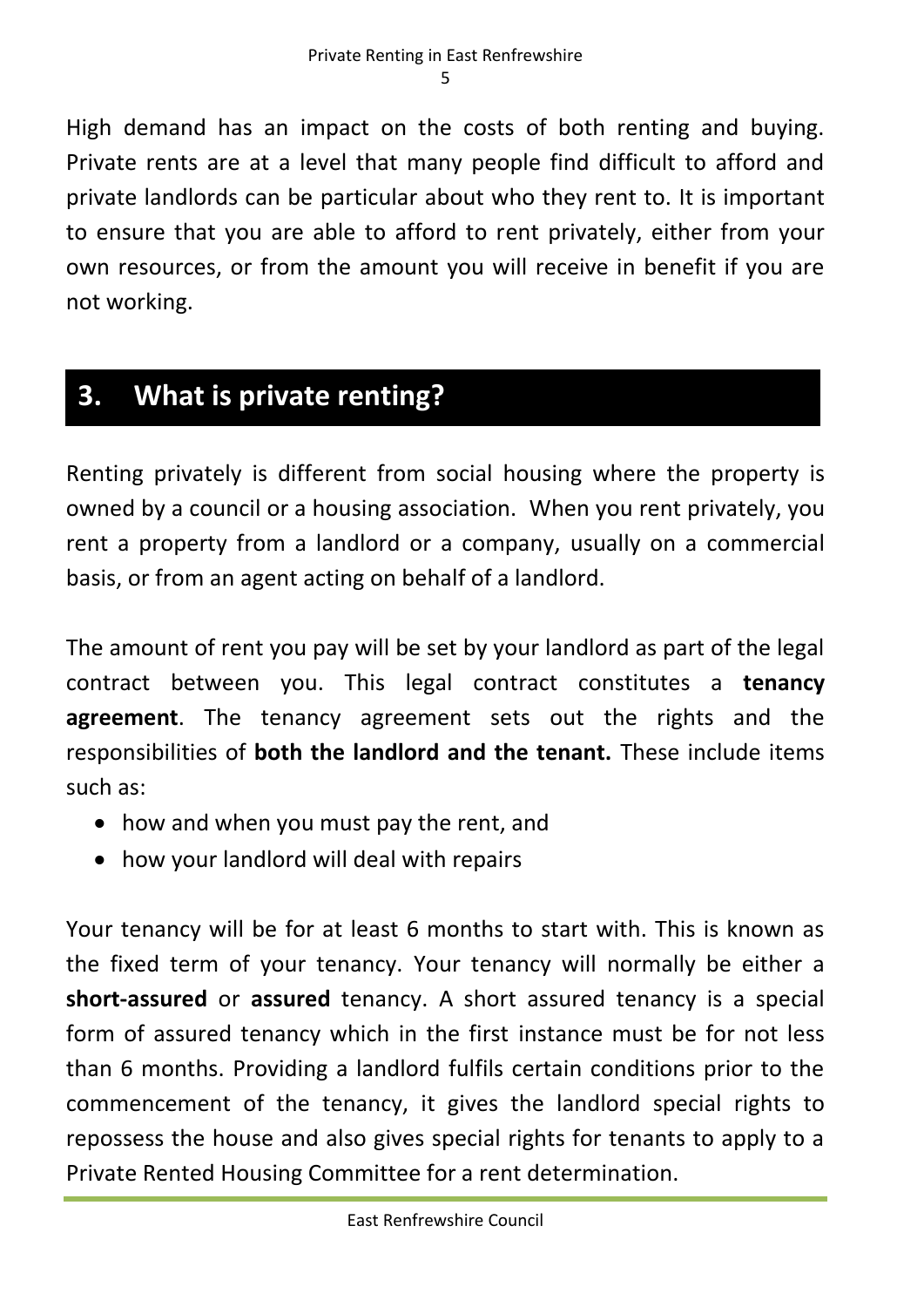High demand has an impact on the costs of both renting and buying. Private rents are at a level that many people find difficult to afford and private landlords can be particular about who they rent to. It is important to ensure that you are able to afford to rent privately, either from your own resources, or from the amount you will receive in benefit if you are not working.

## 3. What is private renting?

Renting privately is different from social housing where the property is owned by a council or a housing association. When you rent privately, you rent a property from a landlord or a company, usually on a commercial basis, or from an agent acting on behalf of a landlord.

The amount of rent you pay will be set by your landlord as part of the legal contract between you. This legal contract constitutes a **tenancy agreement**. The tenancy agreement sets out the rights and the responsibilities of **both the landlord and the tenant.** These include items such as:

- how and when you must pay the rent, and
- how your landlord will deal with repairs

Your tenancy will be for at least 6 months to start with. This is known as the fixed term of your tenancy. Your tenancy will normally be either a **short-assured** or **assured** tenancy. A short assured tenancy is a special form of assured tenancy which in the first instance must be for not less than 6 months. Providing a landlord fulfils certain conditions prior to the commencement of the tenancy, it gives the landlord special rights to repossess the house and also gives special rights for tenants to apply to a Private Rented Housing Committee for a rent determination.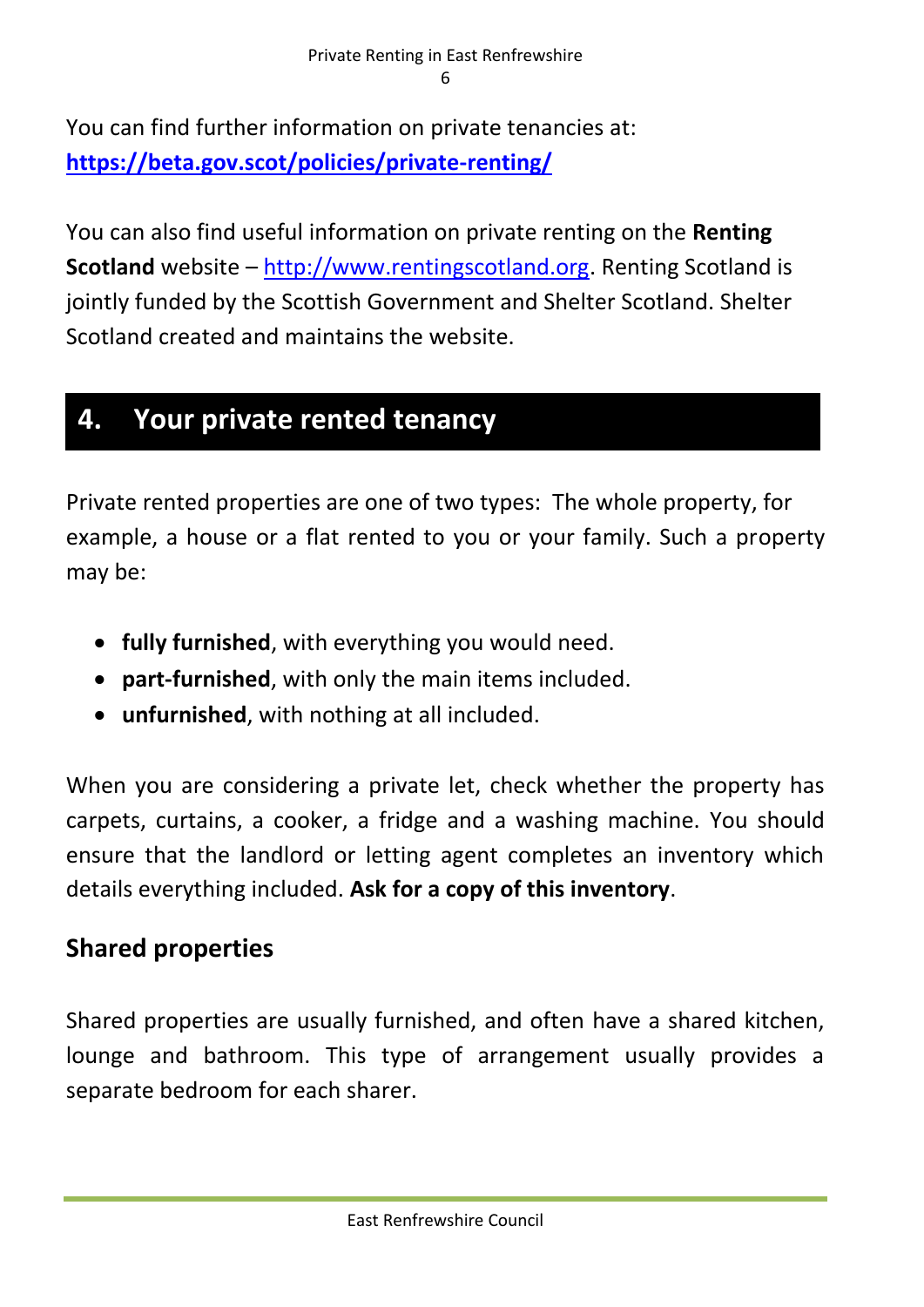You can find further information on private tenancies at: **https://beta.gov.scot/policies/private-renting/**

You can also find useful information on private renting on the **Renting Scotland** website – http://www.rentingscotland.org. Renting Scotland is jointly funded by the Scottish Government and Shelter Scotland. Shelter Scotland created and maintains the website.

## 4. Your private rented tenancy

Private rented properties are one of two types: The whole property, for example, a house or a flat rented to you or your family. Such a property may be:

- **fully furnished**, with everything you would need.
- **part-furnished**, with only the main items included.
- **unfurnished**, with nothing at all included.

When you are considering a private let, check whether the property has carpets, curtains, a cooker, a fridge and a washing machine. You should ensure that the landlord or letting agent completes an inventory which details everything included. **Ask for a copy of this inventory**.

### Shared properties

Shared properties are usually furnished, and often have a shared kitchen, lounge and bathroom. This type of arrangement usually provides a separate bedroom for each sharer.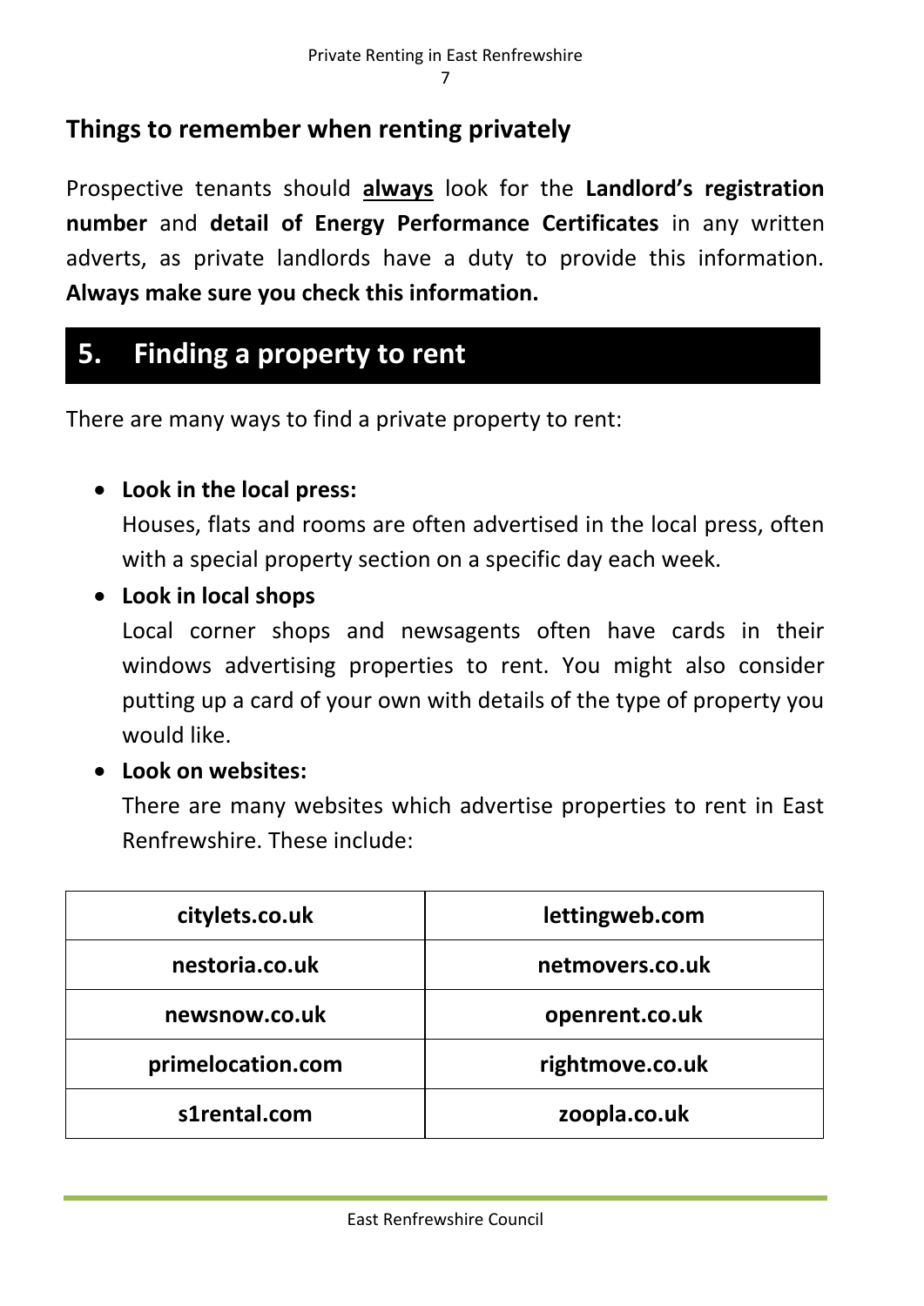## Things to remember when renting privately

Prospective tenants should **always** look for the **Landlord's registration number** and **detail of Energy Performance Certificates** in any written adverts, as private landlords have a duty to provide this information. **Always make sure you check this information.**

# 5. Finding a property to rent

There are many ways to find a private property to rent:

- **Look in the local press:**
  Houses, flats and rooms are often advertised in the local press, often with a special property section on a specific day each week.
- **Look in local shops**
  Local corner shops and newsagents often have cards in their windows advertising properties to rent. You might also consider putting up a card of your own with details of the type of property you would like.
- **Look on websites:**
  There are many websites which advertise properties to rent in East Renfrewshire. These include:

| | |
|---|---|
| **citylets.co.uk** | **lettingweb.com** |
| **nestoria.co.uk** | **netmovers.co.uk** |
| **newsnow.co.uk** | **openrent.co.uk** |
| **primelocation.com** | **rightmove.co.uk** |
| **s1rental.com** | **zoopla.co.uk** |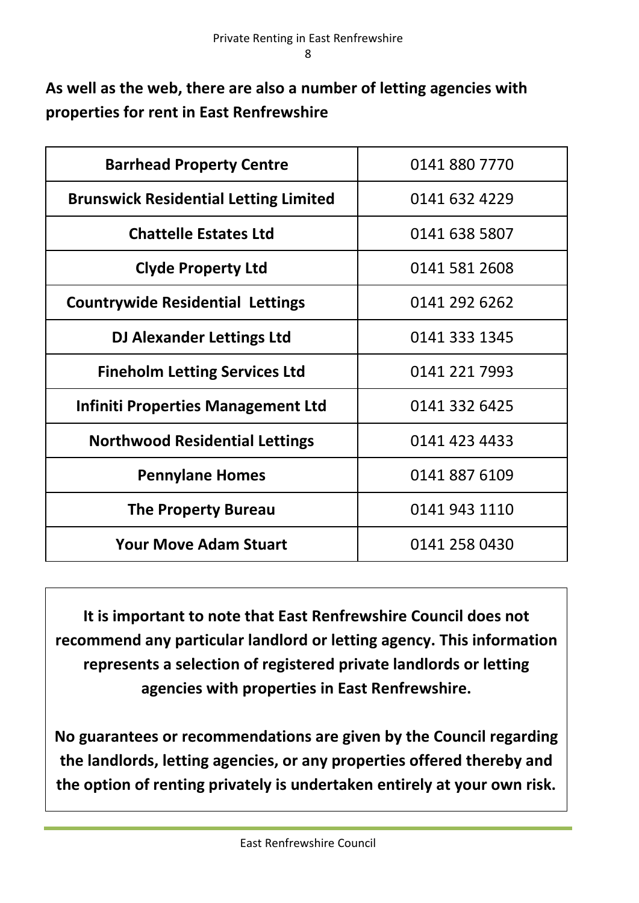**As well as the web, there are also a number of letting agencies with properties for rent in East Renfrewshire**

| Letting Agency | Telephone |
| --- | --- |
| **Barrhead Property Centre** | 0141 880 7770 |
| **Brunswick Residential Letting Limited** | 0141 632 4229 |
| **Chattelle Estates Ltd** | 0141 638 5807 |
| **Clyde Property Ltd** | 0141 581 2608 |
| **Countrywide Residential Lettings** | 0141 292 6262 |
| **DJ Alexander Lettings Ltd** | 0141 333 1345 |
| **Fineholm Letting Services Ltd** | 0141 221 7993 |
| **Infiniti Properties Management Ltd** | 0141 332 6425 |
| **Northwood Residential Lettings** | 0141 423 4433 |
| **Pennylane Homes** | 0141 887 6109 |
| **The Property Bureau** | 0141 943 1110 |
| **Your Move Adam Stuart** | 0141 258 0430 |

**It is important to note that East Renfrewshire Council does not recommend any particular landlord or letting agency. This information represents a selection of registered private landlords or letting agencies with properties in East Renfrewshire.**

**No guarantees or recommendations are given by the Council regarding the landlords, letting agencies, or any properties offered thereby and the option of renting privately is undertaken entirely at your own risk.**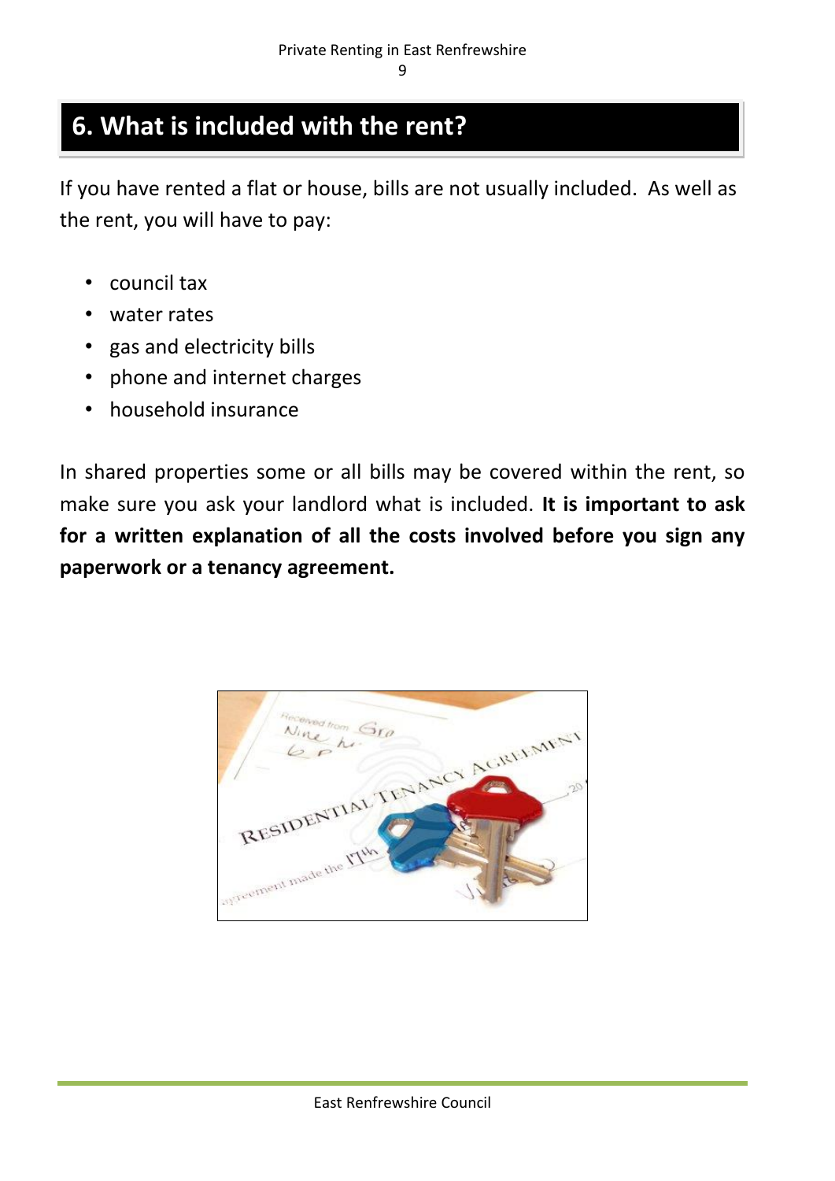## 6. What is included with the rent?

If you have rented a flat or house, bills are not usually included. As well as the rent, you will have to pay:

- council tax
- water rates
- gas and electricity bills
- phone and internet charges
- household insurance

In shared properties some or all bills may be covered within the rent, so make sure you ask your landlord what is included. **It is important to ask for a written explanation of all the costs involved before you sign any paperwork or a tenancy agreement.**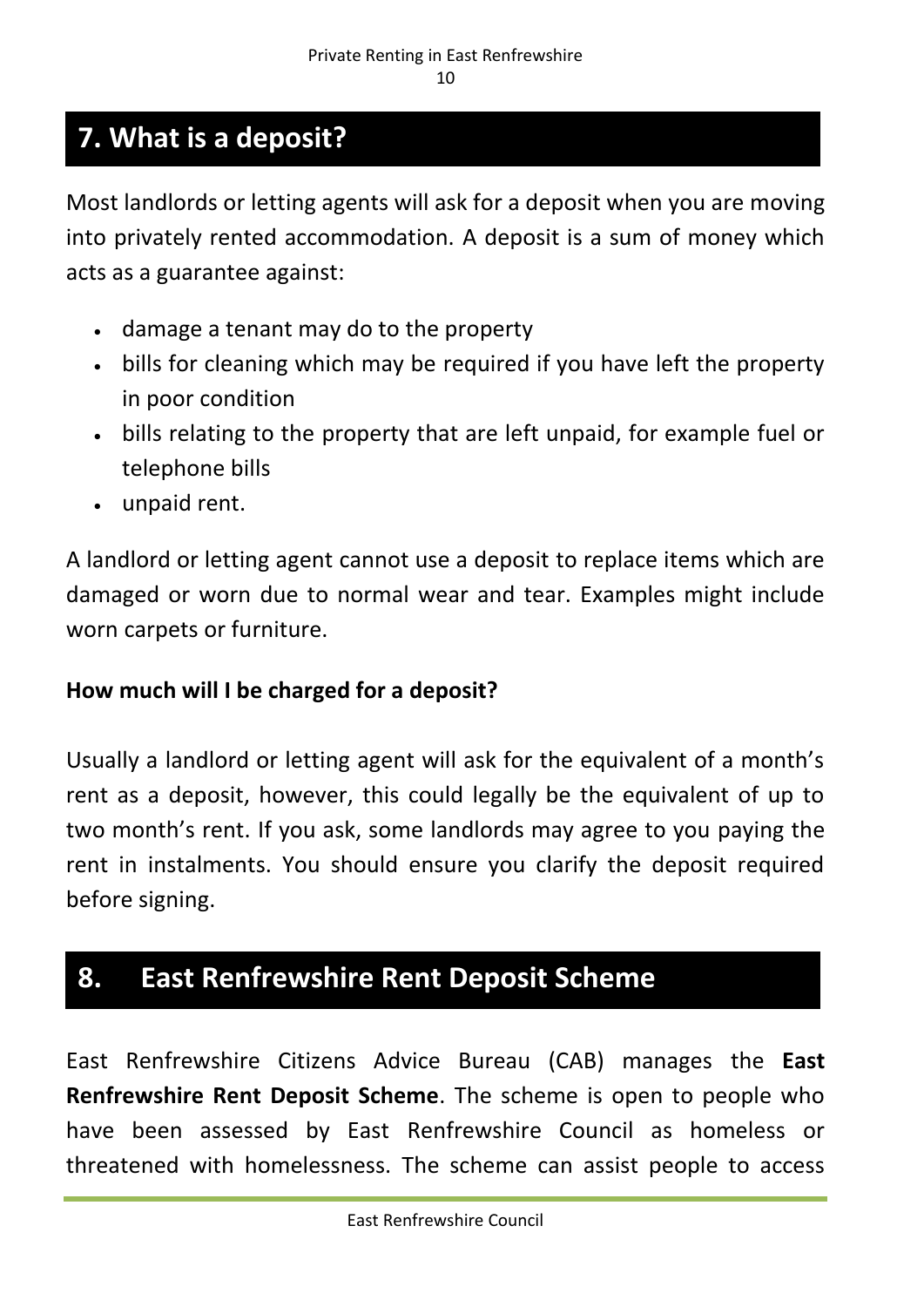## 7. What is a deposit?

Most landlords or letting agents will ask for a deposit when you are moving into privately rented accommodation. A deposit is a sum of money which acts as a guarantee against:

- damage a tenant may do to the property
- bills for cleaning which may be required if you have left the property in poor condition
- bills relating to the property that are left unpaid, for example fuel or telephone bills
- unpaid rent.

A landlord or letting agent cannot use a deposit to replace items which are damaged or worn due to normal wear and tear. Examples might include worn carpets or furniture.

**How much will I be charged for a deposit?**

Usually a landlord or letting agent will ask for the equivalent of a month's rent as a deposit, however, this could legally be the equivalent of up to two month's rent. If you ask, some landlords may agree to you paying the rent in instalments. You should ensure you clarify the deposit required before signing.

## 8. East Renfrewshire Rent Deposit Scheme

East Renfrewshire Citizens Advice Bureau (CAB) manages the **East Renfrewshire Rent Deposit Scheme**. The scheme is open to people who have been assessed by East Renfrewshire Council as homeless or threatened with homelessness. The scheme can assist people to access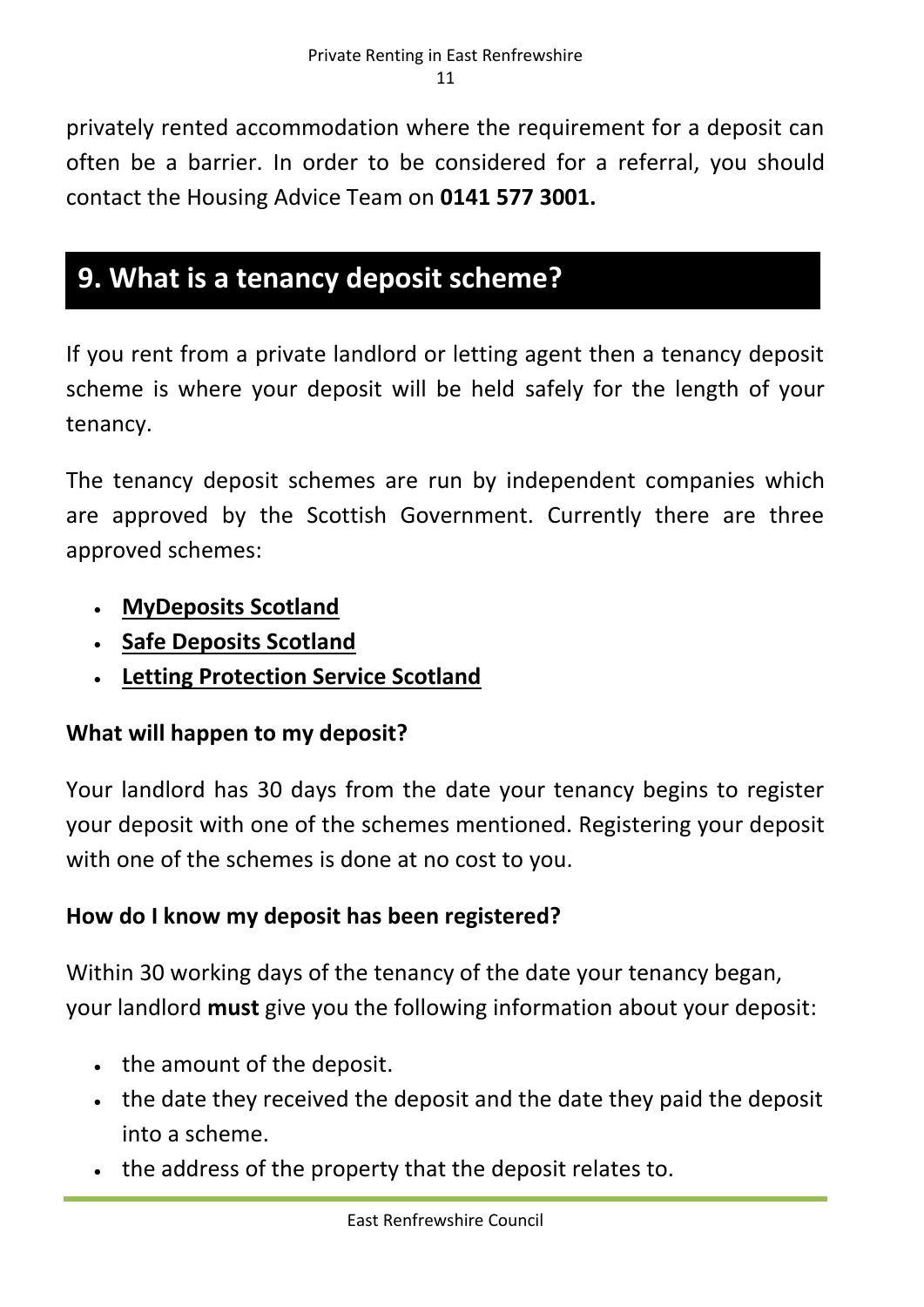privately rented accommodation where the requirement for a deposit can often be a barrier. In order to be considered for a referral, you should contact the Housing Advice Team on **0141 577 3001.**

## 9. What is a tenancy deposit scheme?

If you rent from a private landlord or letting agent then a tenancy deposit scheme is where your deposit will be held safely for the length of your tenancy.

The tenancy deposit schemes are run by independent companies which are approved by the Scottish Government. Currently there are three approved schemes:

- **MyDeposits Scotland**
- **Safe Deposits Scotland**
- **Letting Protection Service Scotland**

**What will happen to my deposit?**

Your landlord has 30 days from the date your tenancy begins to register your deposit with one of the schemes mentioned. Registering your deposit with one of the schemes is done at no cost to you.

**How do I know my deposit has been registered?**

Within 30 working days of the tenancy of the date your tenancy began, your landlord **must** give you the following information about your deposit:

- the amount of the deposit.
- the date they received the deposit and the date they paid the deposit into a scheme.
- the address of the property that the deposit relates to.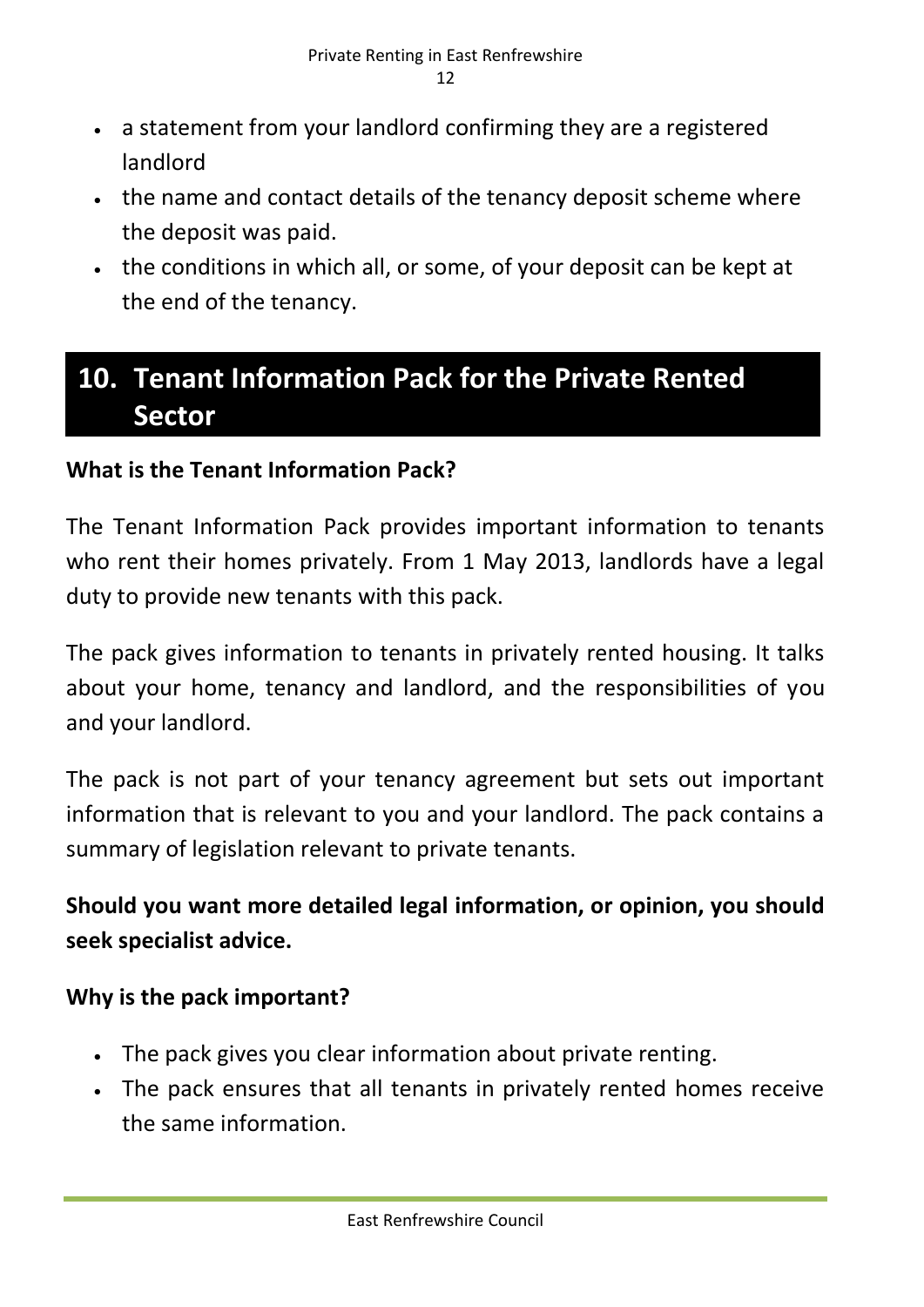- a statement from your landlord confirming they are a registered landlord
- the name and contact details of the tenancy deposit scheme where the deposit was paid.
- the conditions in which all, or some, of your deposit can be kept at the end of the tenancy.

## 10. Tenant Information Pack for the Private Rented Sector

**What is the Tenant Information Pack?**

The Tenant Information Pack provides important information to tenants who rent their homes privately. From 1 May 2013, landlords have a legal duty to provide new tenants with this pack.

The pack gives information to tenants in privately rented housing. It talks about your home, tenancy and landlord, and the responsibilities of you and your landlord.

The pack is not part of your tenancy agreement but sets out important information that is relevant to you and your landlord. The pack contains a summary of legislation relevant to private tenants.

**Should you want more detailed legal information, or opinion, you should seek specialist advice.**

**Why is the pack important?**

- The pack gives you clear information about private renting.
- The pack ensures that all tenants in privately rented homes receive the same information.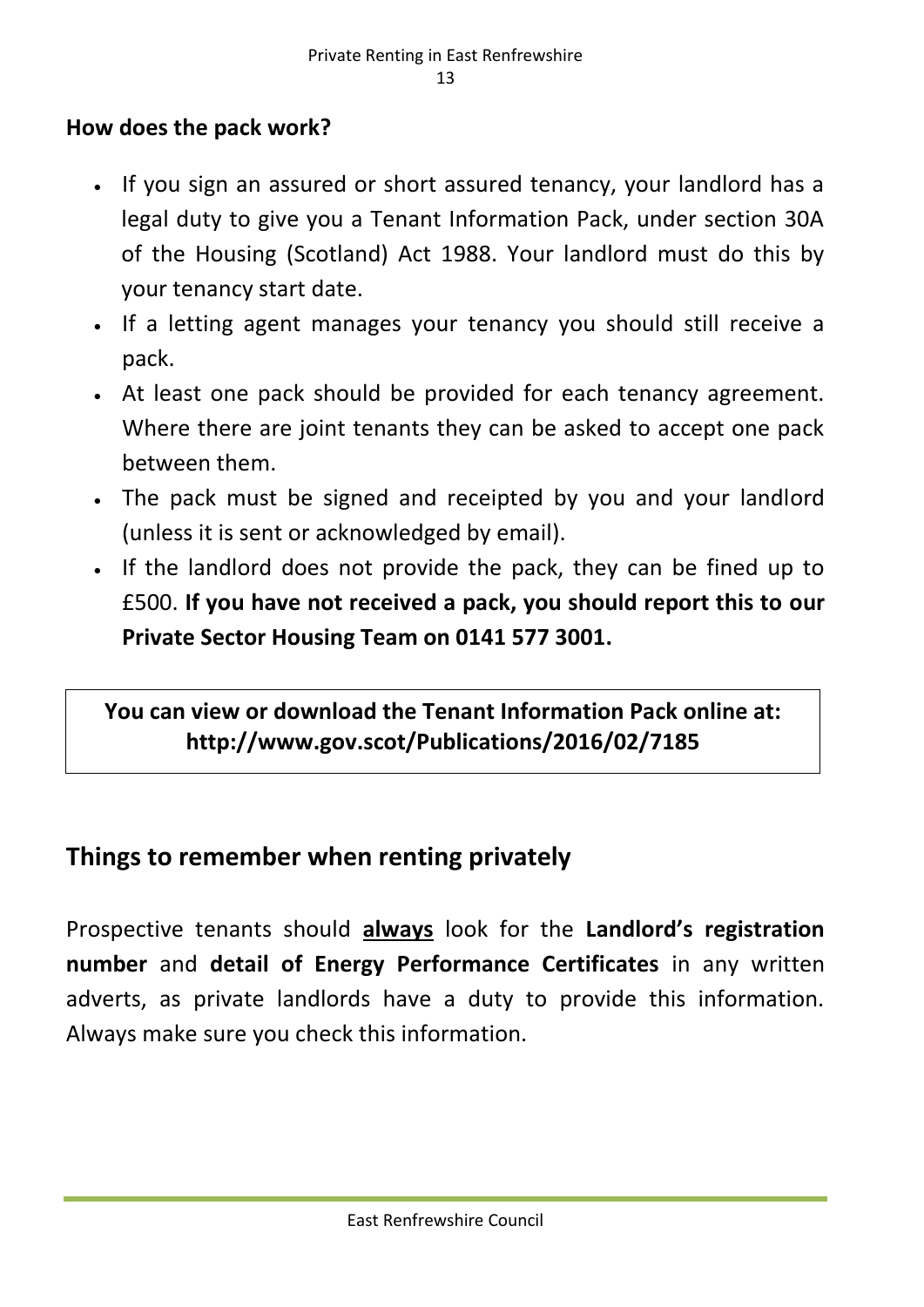### How does the pack work?

- If you sign an assured or short assured tenancy, your landlord has a legal duty to give you a Tenant Information Pack, under section 30A of the Housing (Scotland) Act 1988. Your landlord must do this by your tenancy start date.
- If a letting agent manages your tenancy you should still receive a pack.
- At least one pack should be provided for each tenancy agreement. Where there are joint tenants they can be asked to accept one pack between them.
- The pack must be signed and receipted by you and your landlord (unless it is sent or acknowledged by email).
- If the landlord does not provide the pack, they can be fined up to £500. **If you have not received a pack, you should report this to our Private Sector Housing Team on 0141 577 3001.**

**You can view or download the Tenant Information Pack online at: http://www.gov.scot/Publications/2016/02/7185**

## Things to remember when renting privately

Prospective tenants should **always** look for the **Landlord's registration number** and **detail of Energy Performance Certificates** in any written adverts, as private landlords have a duty to provide this information. Always make sure you check this information.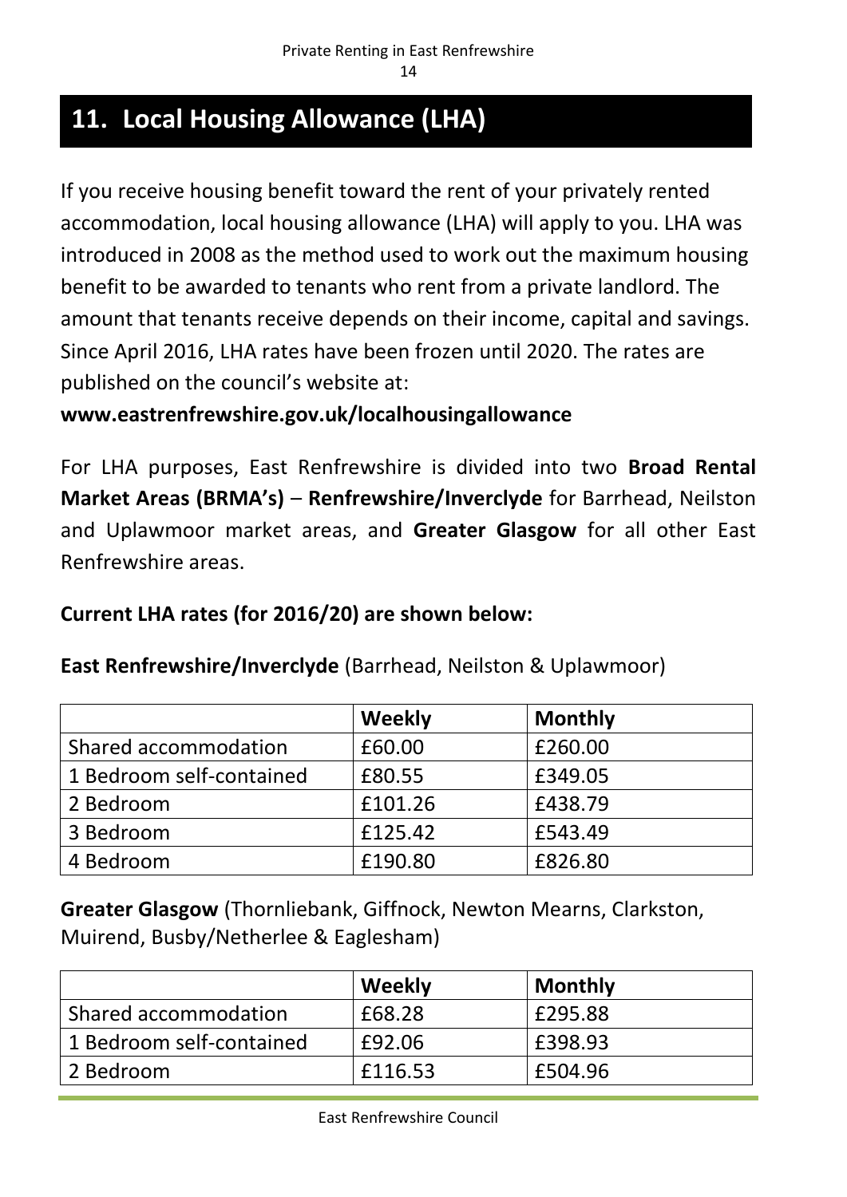# 11. Local Housing Allowance (LHA)

If you receive housing benefit toward the rent of your privately rented accommodation, local housing allowance (LHA) will apply to you. LHA was introduced in 2008 as the method used to work out the maximum housing benefit to be awarded to tenants who rent from a private landlord. The amount that tenants receive depends on their income, capital and savings. Since April 2016, LHA rates have been frozen until 2020. The rates are published on the council's website at:

**www.eastrenfrewshire.gov.uk/localhousingallowance**

For LHA purposes, East Renfrewshire is divided into two **Broad Rental Market Areas (BRMA's)** – **Renfrewshire/Inverclyde** for Barrhead, Neilston and Uplawmoor market areas, and **Greater Glasgow** for all other East Renfrewshire areas.

**Current LHA rates (for 2016/20) are shown below:**

**East Renfrewshire/Inverclyde** (Barrhead, Neilston & Uplawmoor)

| | **Weekly** | **Monthly** |
|---|---|---|
| Shared accommodation | £60.00 | £260.00 |
| 1 Bedroom self-contained | £80.55 | £349.05 |
| 2 Bedroom | £101.26 | £438.79 |
| 3 Bedroom | £125.42 | £543.49 |
| 4 Bedroom | £190.80 | £826.80 |

**Greater Glasgow** (Thornliebank, Giffnock, Newton Mearns, Clarkston, Muirend, Busby/Netherlee & Eaglesham)

| | **Weekly** | **Monthly** |
|---|---|---|
| Shared accommodation | £68.28 | £295.88 |
| 1 Bedroom self-contained | £92.06 | £398.93 |
| 2 Bedroom | £116.53 | £504.96 |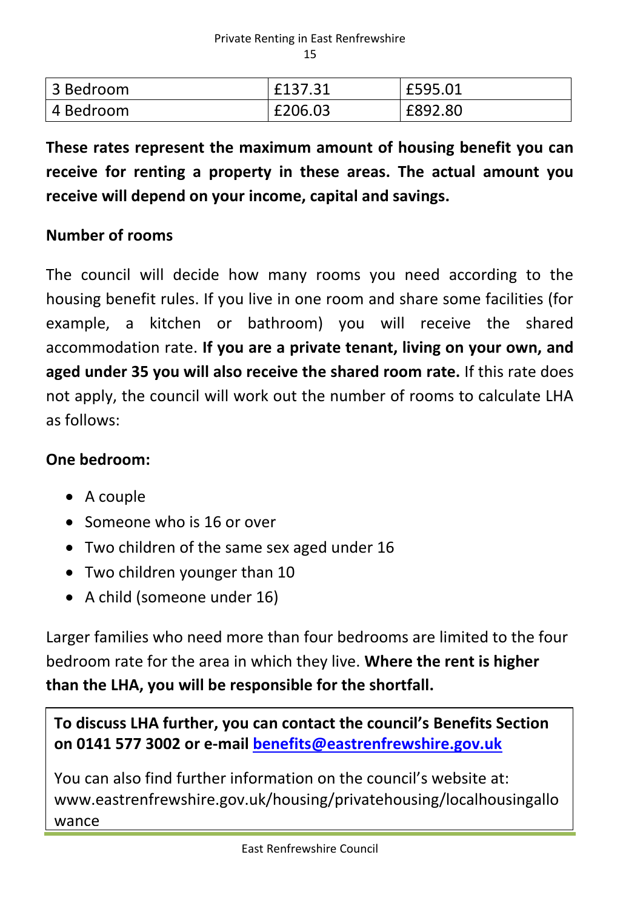| 3 Bedroom | £137.31 | £595.01 |
| --- | --- | --- |
| 4 Bedroom | £206.03 | £892.80 |

**These rates represent the maximum amount of housing benefit you can receive for renting a property in these areas. The actual amount you receive will depend on your income, capital and savings.**

**Number of rooms**

The council will decide how many rooms you need according to the housing benefit rules. If you live in one room and share some facilities (for example, a kitchen or bathroom) you will receive the shared accommodation rate. **If you are a private tenant, living on your own, and aged under 35 you will also receive the shared room rate.** If this rate does not apply, the council will work out the number of rooms to calculate LHA as follows:

**One bedroom:**

- A couple
- Someone who is 16 or over
- Two children of the same sex aged under 16
- Two children younger than 10
- A child (someone under 16)

Larger families who need more than four bedrooms are limited to the four bedroom rate for the area in which they live. **Where the rent is higher than the LHA, you will be responsible for the shortfall.**

**To discuss LHA further, you can contact the council's Benefits Section on 0141 577 3002 or e-mail [benefits@eastrenfrewshire.gov.uk](mailto:benefits@eastrenfrewshire.gov.uk)**

You can also find further information on the council's website at: www.eastrenfrewshire.gov.uk/housing/privatehousing/localhousingallowance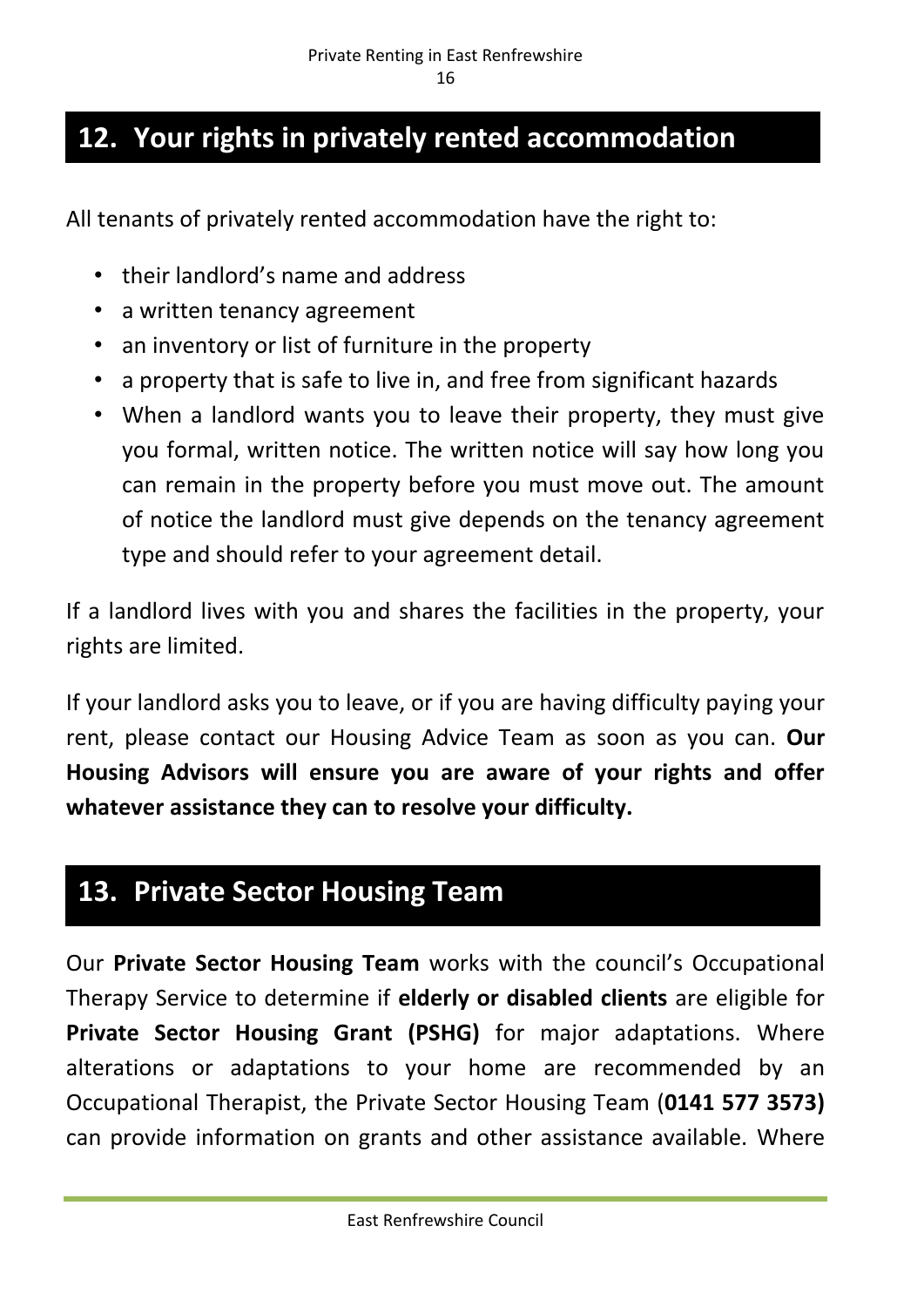## 12. Your rights in privately rented accommodation

All tenants of privately rented accommodation have the right to:

- their landlord's name and address
- a written tenancy agreement
- an inventory or list of furniture in the property
- a property that is safe to live in, and free from significant hazards
- When a landlord wants you to leave their property, they must give you formal, written notice. The written notice will say how long you can remain in the property before you must move out. The amount of notice the landlord must give depends on the tenancy agreement type and should refer to your agreement detail.

If a landlord lives with you and shares the facilities in the property, your rights are limited.

If your landlord asks you to leave, or if you are having difficulty paying your rent, please contact our Housing Advice Team as soon as you can. **Our Housing Advisors will ensure you are aware of your rights and offer whatever assistance they can to resolve your difficulty.**

## 13. Private Sector Housing Team

Our **Private Sector Housing Team** works with the council's Occupational Therapy Service to determine if **elderly or disabled clients** are eligible for **Private Sector Housing Grant (PSHG)** for major adaptations. Where alterations or adaptations to your home are recommended by an Occupational Therapist, the Private Sector Housing Team (**0141 577 3573)** can provide information on grants and other assistance available. Where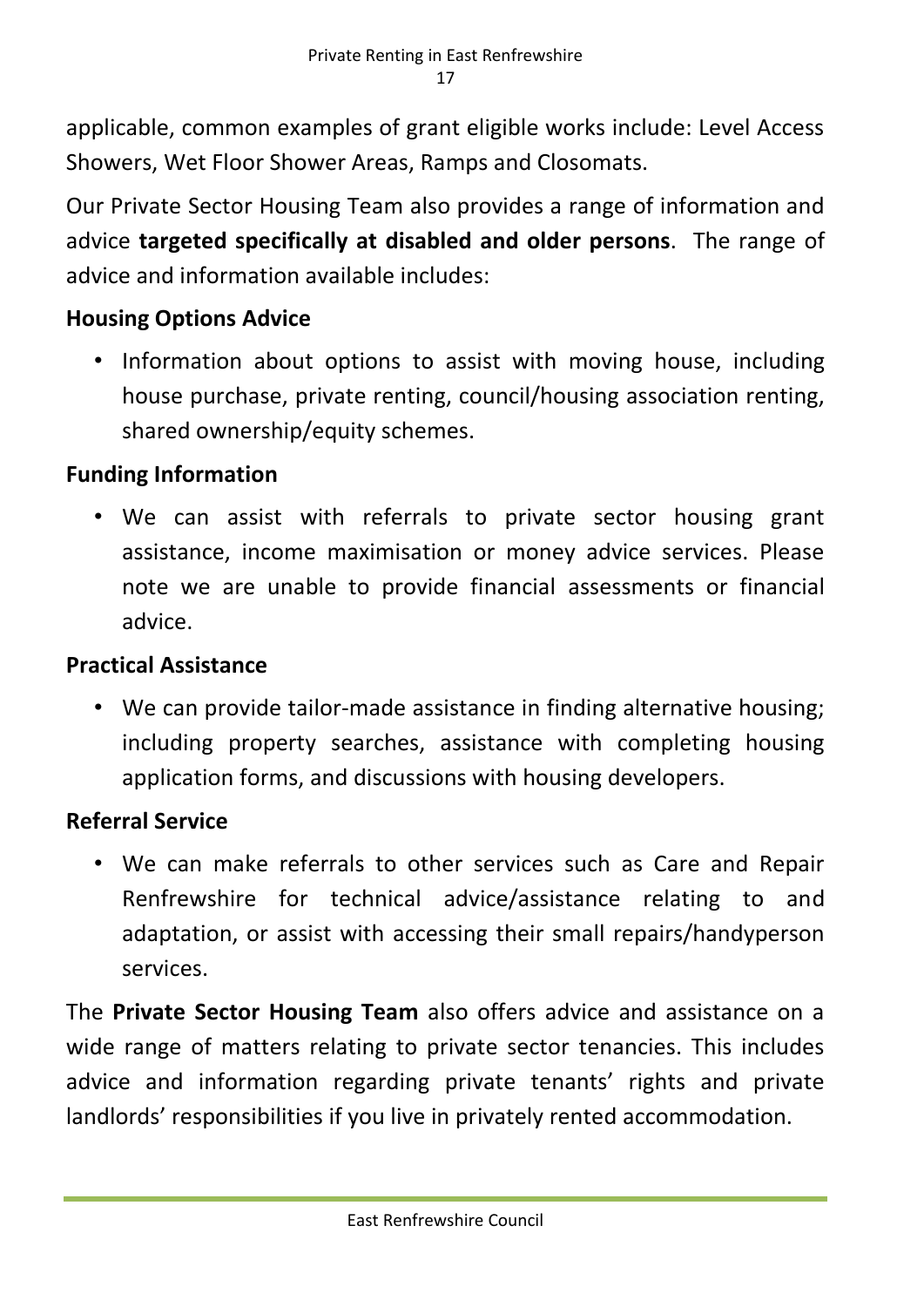applicable, common examples of grant eligible works include: Level Access Showers, Wet Floor Shower Areas, Ramps and Closomats.

Our Private Sector Housing Team also provides a range of information and advice **targeted specifically at disabled and older persons**. The range of advice and information available includes:

**Housing Options Advice**

- Information about options to assist with moving house, including house purchase, private renting, council/housing association renting, shared ownership/equity schemes.

**Funding Information**

- We can assist with referrals to private sector housing grant assistance, income maximisation or money advice services. Please note we are unable to provide financial assessments or financial advice.

**Practical Assistance**

- We can provide tailor-made assistance in finding alternative housing; including property searches, assistance with completing housing application forms, and discussions with housing developers.

**Referral Service**

- We can make referrals to other services such as Care and Repair Renfrewshire for technical advice/assistance relating to and adaptation, or assist with accessing their small repairs/handyperson services.

The **Private Sector Housing Team** also offers advice and assistance on a wide range of matters relating to private sector tenancies. This includes advice and information regarding private tenants' rights and private landlords' responsibilities if you live in privately rented accommodation.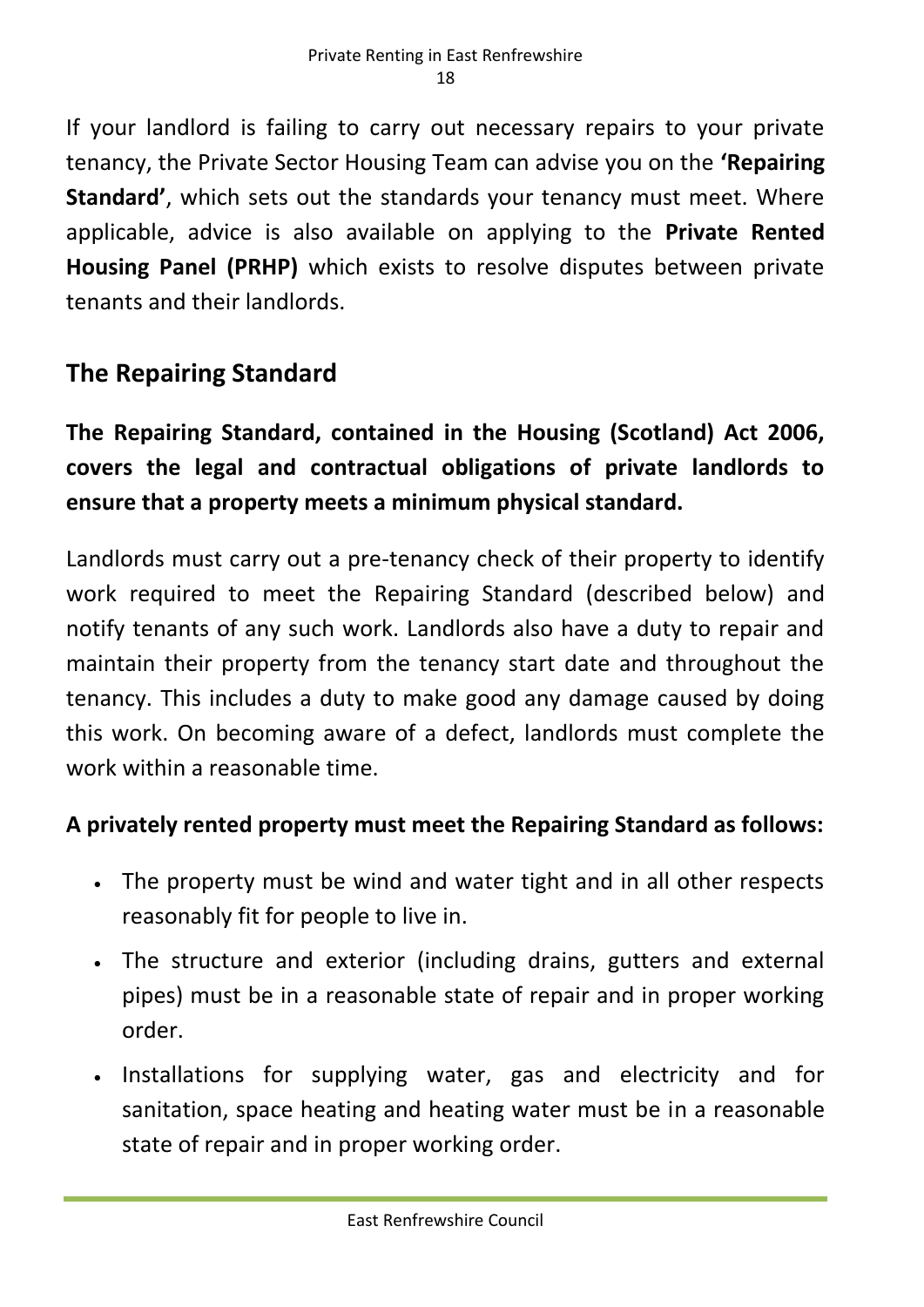If your landlord is failing to carry out necessary repairs to your private tenancy, the Private Sector Housing Team can advise you on the **'Repairing Standard'**, which sets out the standards your tenancy must meet. Where applicable, advice is also available on applying to the **Private Rented Housing Panel (PRHP)** which exists to resolve disputes between private tenants and their landlords.

## The Repairing Standard

**The Repairing Standard, contained in the Housing (Scotland) Act 2006, covers the legal and contractual obligations of private landlords to ensure that a property meets a minimum physical standard.**

Landlords must carry out a pre-tenancy check of their property to identify work required to meet the Repairing Standard (described below) and notify tenants of any such work. Landlords also have a duty to repair and maintain their property from the tenancy start date and throughout the tenancy. This includes a duty to make good any damage caused by doing this work. On becoming aware of a defect, landlords must complete the work within a reasonable time.

**A privately rented property must meet the Repairing Standard as follows:**

- The property must be wind and water tight and in all other respects reasonably fit for people to live in.
- The structure and exterior (including drains, gutters and external pipes) must be in a reasonable state of repair and in proper working order.
- Installations for supplying water, gas and electricity and for sanitation, space heating and heating water must be in a reasonable state of repair and in proper working order.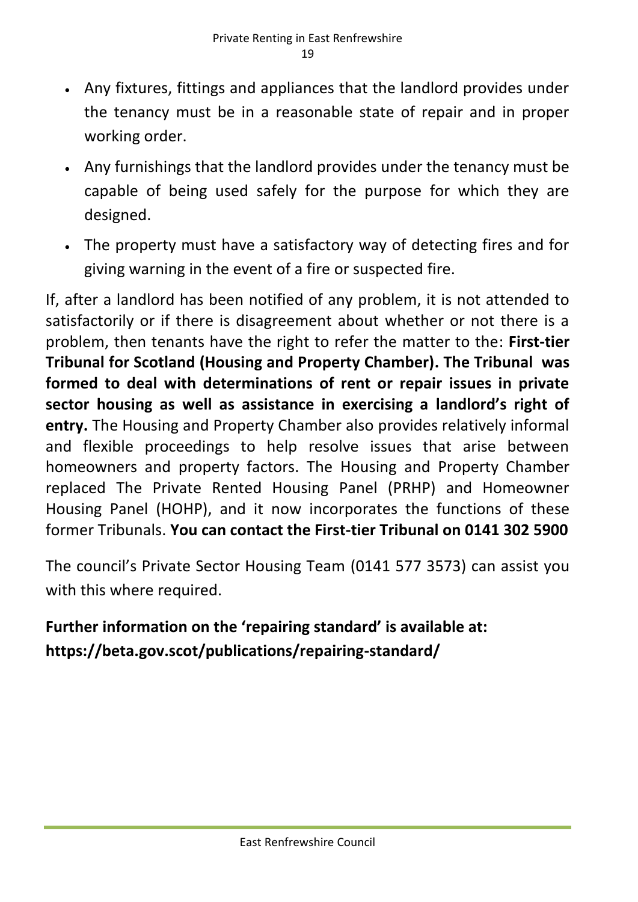- Any fixtures, fittings and appliances that the landlord provides under the tenancy must be in a reasonable state of repair and in proper working order.
- Any furnishings that the landlord provides under the tenancy must be capable of being used safely for the purpose for which they are designed.
- The property must have a satisfactory way of detecting fires and for giving warning in the event of a fire or suspected fire.

If, after a landlord has been notified of any problem, it is not attended to satisfactorily or if there is disagreement about whether or not there is a problem, then tenants have the right to refer the matter to the: **First-tier Tribunal for Scotland (Housing and Property Chamber). The Tribunal was formed to deal with determinations of rent or repair issues in private sector housing as well as assistance in exercising a landlord's right of entry.** The Housing and Property Chamber also provides relatively informal and flexible proceedings to help resolve issues that arise between homeowners and property factors. The Housing and Property Chamber replaced The Private Rented Housing Panel (PRHP) and Homeowner Housing Panel (HOHP), and it now incorporates the functions of these former Tribunals. **You can contact the First-tier Tribunal on 0141 302 5900**

The council's Private Sector Housing Team (0141 577 3573) can assist you with this where required.

**Further information on the 'repairing standard' is available at: https://beta.gov.scot/publications/repairing-standard/**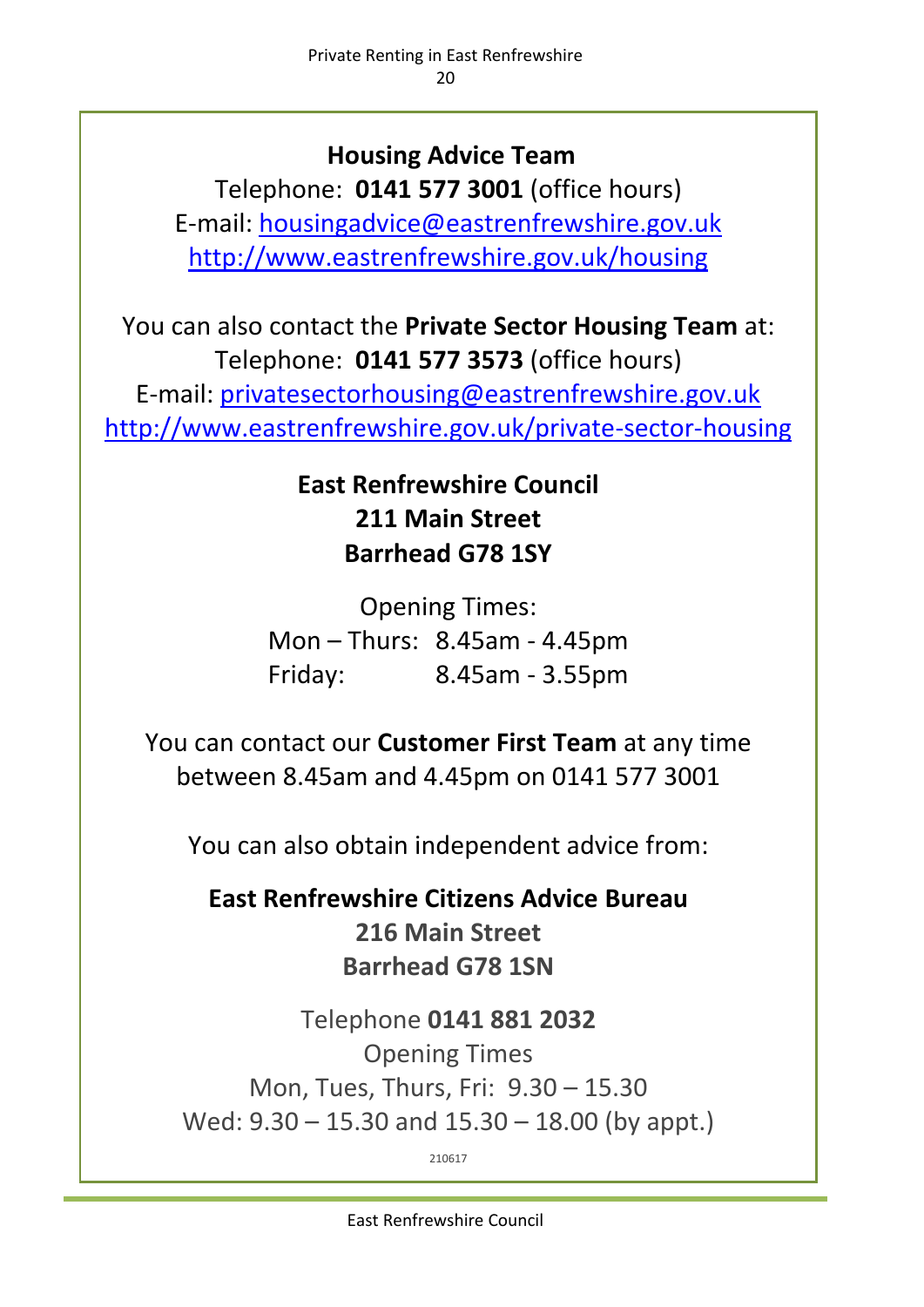**Housing Advice Team**

Telephone: **0141 577 3001** (office hours)

E-mail: housingadvice@eastrenfrewshire.gov.uk

http://www.eastrenfrewshire.gov.uk/housing

You can also contact the **Private Sector Housing Team** at:

Telephone: **0141 577 3573** (office hours)

E-mail: privatesectorhousing@eastrenfrewshire.gov.uk

http://www.eastrenfrewshire.gov.uk/private-sector-housing

**East Renfrewshire Council**
**211 Main Street**
**Barrhead G78 1SY**

Opening Times:

Mon – Thurs: 8.45am - 4.45pm

Friday: 8.45am - 3.55pm

You can contact our **Customer First Team** at any time between 8.45am and 4.45pm on 0141 577 3001

You can also obtain independent advice from:

**East Renfrewshire Citizens Advice Bureau**
**216 Main Street**
**Barrhead G78 1SN**

Telephone **0141 881 2032**

Opening Times

Mon, Tues, Thurs, Fri: 9.30 – 15.30

Wed: 9.30 – 15.30 and 15.30 – 18.00 (by appt.)

210617